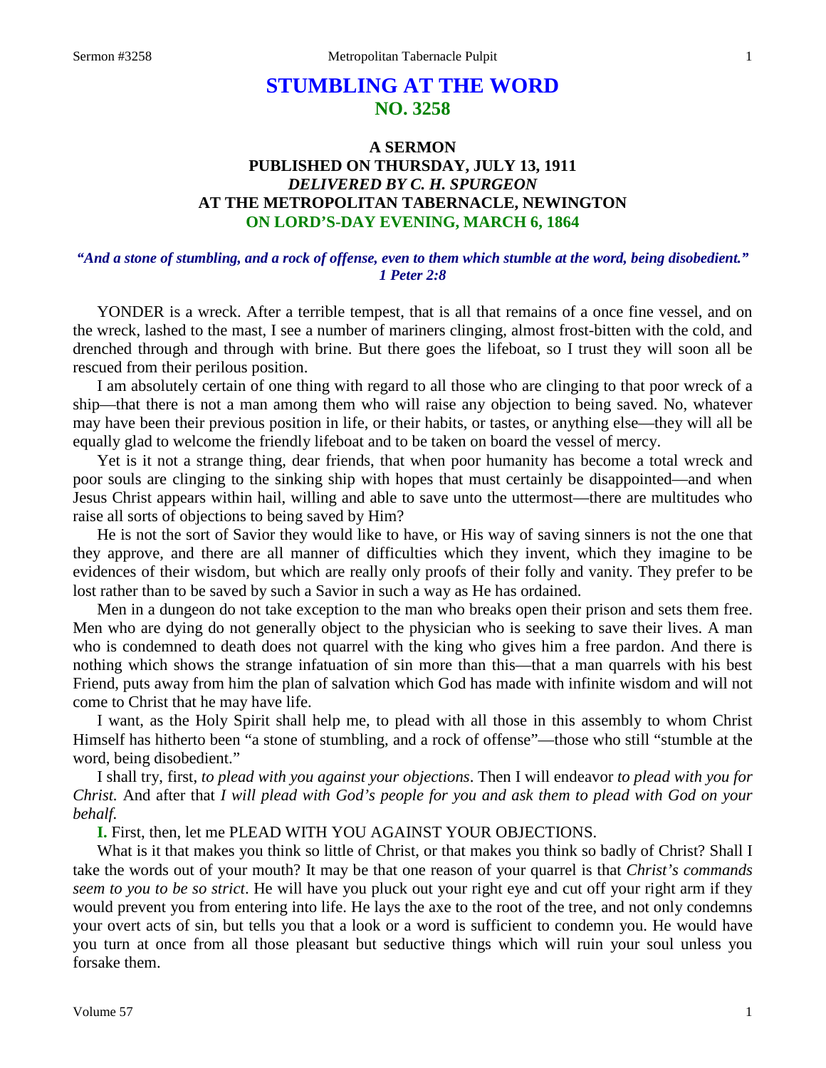# STUMBLING AT THE WORD
## NO. 3258

### A SERMON
### PUBLISHED ON THURSDAY, JULY 13, 1911
### *DELIVERED BY C. H. SPURGEON*
### AT THE METROPOLITAN TABERNACLE, NEWINGTON
### ON LORD'S-DAY EVENING, MARCH 6, 1864

***"And a stone of stumbling, and a rock of offense, even to them which stumble at the word, being disobedient." 1 Peter 2:8***

YONDER is a wreck. After a terrible tempest, that is all that remains of a once fine vessel, and on the wreck, lashed to the mast, I see a number of mariners clinging, almost frost-bitten with the cold, and drenched through and through with brine. But there goes the lifeboat, so I trust they will soon all be rescued from their perilous position.

I am absolutely certain of one thing with regard to all those who are clinging to that poor wreck of a ship—that there is not a man among them who will raise any objection to being saved. No, whatever may have been their previous position in life, or their habits, or tastes, or anything else—they will all be equally glad to welcome the friendly lifeboat and to be taken on board the vessel of mercy.

Yet is it not a strange thing, dear friends, that when poor humanity has become a total wreck and poor souls are clinging to the sinking ship with hopes that must certainly be disappointed—and when Jesus Christ appears within hail, willing and able to save unto the uttermost—there are multitudes who raise all sorts of objections to being saved by Him?

He is not the sort of Savior they would like to have, or His way of saving sinners is not the one that they approve, and there are all manner of difficulties which they invent, which they imagine to be evidences of their wisdom, but which are really only proofs of their folly and vanity. They prefer to be lost rather than to be saved by such a Savior in such a way as He has ordained.

Men in a dungeon do not take exception to the man who breaks open their prison and sets them free. Men who are dying do not generally object to the physician who is seeking to save their lives. A man who is condemned to death does not quarrel with the king who gives him a free pardon. And there is nothing which shows the strange infatuation of sin more than this—that a man quarrels with his best Friend, puts away from him the plan of salvation which God has made with infinite wisdom and will not come to Christ that he may have life.

I want, as the Holy Spirit shall help me, to plead with all those in this assembly to whom Christ Himself has hitherto been "a stone of stumbling, and a rock of offense"—those who still "stumble at the word, being disobedient."

I shall try, first, *to plead with you against your objections*. Then I will endeavor *to plead with you for Christ.* And after that *I will plead with God's people for you and ask them to plead with God on your behalf.*

**I.** First, then, let me PLEAD WITH YOU AGAINST YOUR OBJECTIONS.

What is it that makes you think so little of Christ, or that makes you think so badly of Christ? Shall I take the words out of your mouth? It may be that one reason of your quarrel is that *Christ's commands seem to you to be so strict*. He will have you pluck out your right eye and cut off your right arm if they would prevent you from entering into life. He lays the axe to the root of the tree, and not only condemns your overt acts of sin, but tells you that a look or a word is sufficient to condemn you. He would have you turn at once from all those pleasant but seductive things which will ruin your soul unless you forsake them.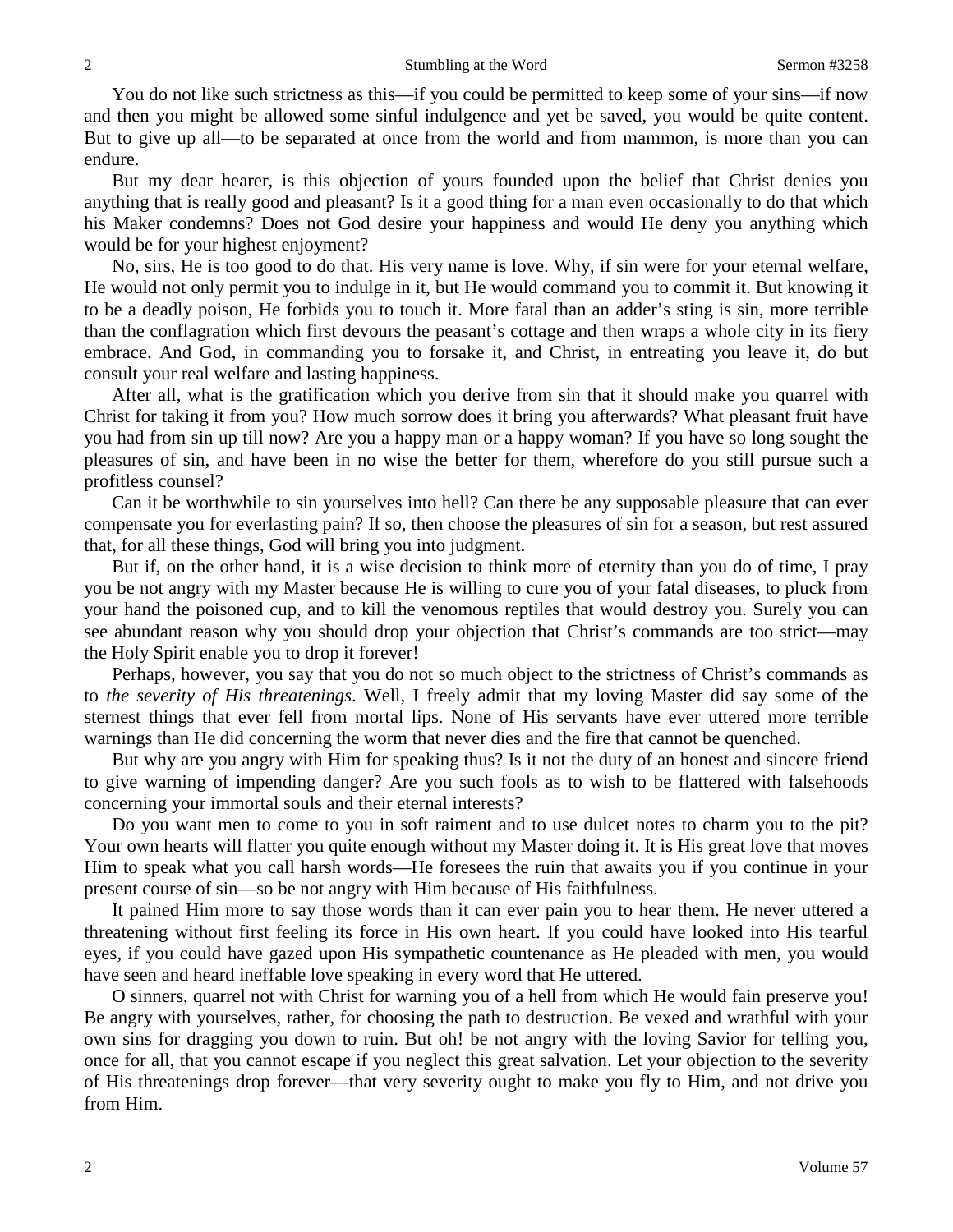You do not like such strictness as this—if you could be permitted to keep some of your sins—if now and then you might be allowed some sinful indulgence and yet be saved, you would be quite content. But to give up all—to be separated at once from the world and from mammon, is more than you can endure.

But my dear hearer, is this objection of yours founded upon the belief that Christ denies you anything that is really good and pleasant? Is it a good thing for a man even occasionally to do that which his Maker condemns? Does not God desire your happiness and would He deny you anything which would be for your highest enjoyment?

No, sirs, He is too good to do that. His very name is love. Why, if sin were for your eternal welfare, He would not only permit you to indulge in it, but He would command you to commit it. But knowing it to be a deadly poison, He forbids you to touch it. More fatal than an adder's sting is sin, more terrible than the conflagration which first devours the peasant's cottage and then wraps a whole city in its fiery embrace. And God, in commanding you to forsake it, and Christ, in entreating you leave it, do but consult your real welfare and lasting happiness.

After all, what is the gratification which you derive from sin that it should make you quarrel with Christ for taking it from you? How much sorrow does it bring you afterwards? What pleasant fruit have you had from sin up till now? Are you a happy man or a happy woman? If you have so long sought the pleasures of sin, and have been in no wise the better for them, wherefore do you still pursue such a profitless counsel?

Can it be worthwhile to sin yourselves into hell? Can there be any supposable pleasure that can ever compensate you for everlasting pain? If so, then choose the pleasures of sin for a season, but rest assured that, for all these things, God will bring you into judgment.

But if, on the other hand, it is a wise decision to think more of eternity than you do of time, I pray you be not angry with my Master because He is willing to cure you of your fatal diseases, to pluck from your hand the poisoned cup, and to kill the venomous reptiles that would destroy you. Surely you can see abundant reason why you should drop your objection that Christ's commands are too strict—may the Holy Spirit enable you to drop it forever!

Perhaps, however, you say that you do not so much object to the strictness of Christ's commands as to *the severity of His threatenings*. Well, I freely admit that my loving Master did say some of the sternest things that ever fell from mortal lips. None of His servants have ever uttered more terrible warnings than He did concerning the worm that never dies and the fire that cannot be quenched.

But why are you angry with Him for speaking thus? Is it not the duty of an honest and sincere friend to give warning of impending danger? Are you such fools as to wish to be flattered with falsehoods concerning your immortal souls and their eternal interests?

Do you want men to come to you in soft raiment and to use dulcet notes to charm you to the pit? Your own hearts will flatter you quite enough without my Master doing it. It is His great love that moves Him to speak what you call harsh words—He foresees the ruin that awaits you if you continue in your present course of sin—so be not angry with Him because of His faithfulness.

It pained Him more to say those words than it can ever pain you to hear them. He never uttered a threatening without first feeling its force in His own heart. If you could have looked into His tearful eyes, if you could have gazed upon His sympathetic countenance as He pleaded with men, you would have seen and heard ineffable love speaking in every word that He uttered.

O sinners, quarrel not with Christ for warning you of a hell from which He would fain preserve you! Be angry with yourselves, rather, for choosing the path to destruction. Be vexed and wrathful with your own sins for dragging you down to ruin. But oh! be not angry with the loving Savior for telling you, once for all, that you cannot escape if you neglect this great salvation. Let your objection to the severity of His threatenings drop forever—that very severity ought to make you fly to Him, and not drive you from Him.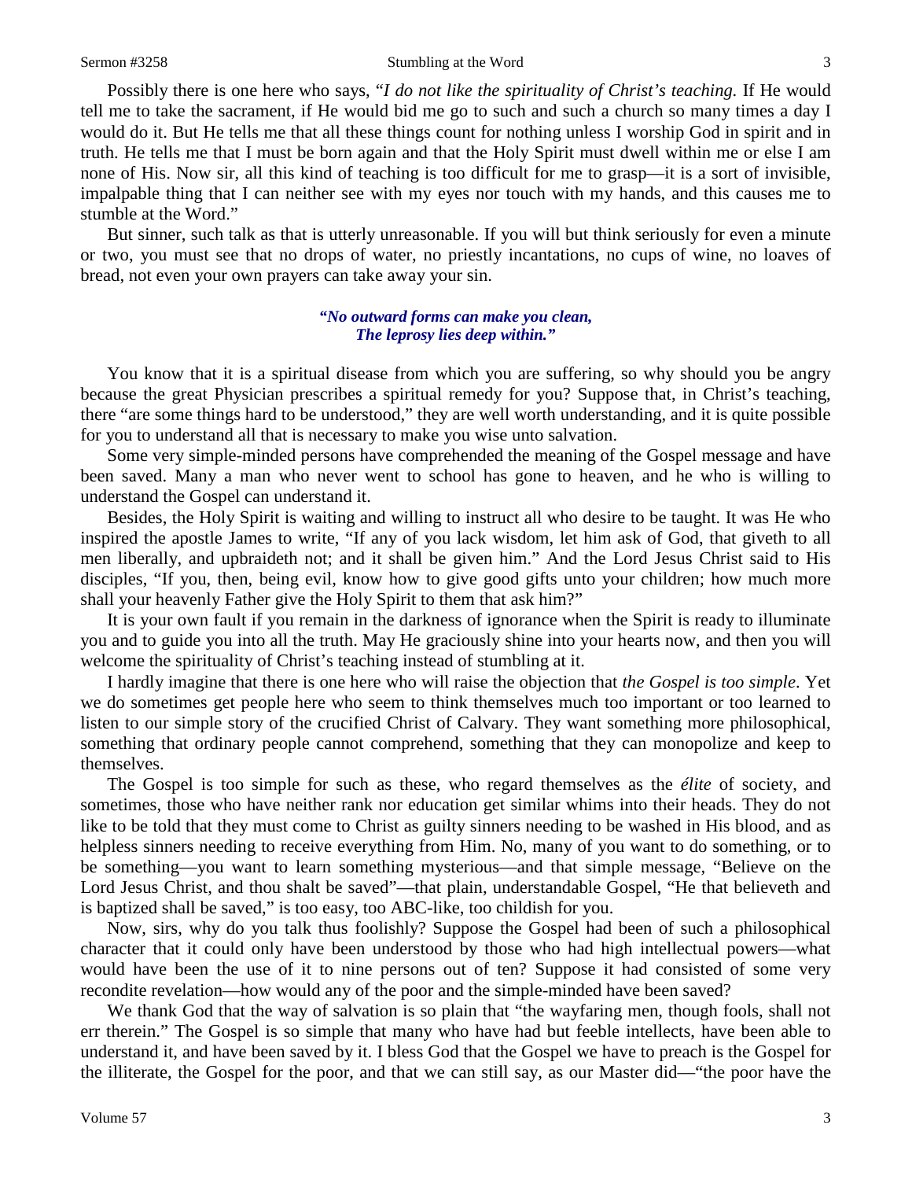Possibly there is one here who says, "*I do not like the spirituality of Christ's teaching.* If He would tell me to take the sacrament, if He would bid me go to such and such a church so many times a day I would do it. But He tells me that all these things count for nothing unless I worship God in spirit and in truth. He tells me that I must be born again and that the Holy Spirit must dwell within me or else I am none of His. Now sir, all this kind of teaching is too difficult for me to grasp—it is a sort of invisible, impalpable thing that I can neither see with my eyes nor touch with my hands, and this causes me to stumble at the Word."

But sinner, such talk as that is utterly unreasonable. If you will but think seriously for even a minute or two, you must see that no drops of water, no priestly incantations, no cups of wine, no loaves of bread, not even your own prayers can take away your sin.

> ***"No outward forms can make you clean,***
> ***The leprosy lies deep within."***

You know that it is a spiritual disease from which you are suffering, so why should you be angry because the great Physician prescribes a spiritual remedy for you? Suppose that, in Christ's teaching, there "are some things hard to be understood," they are well worth understanding, and it is quite possible for you to understand all that is necessary to make you wise unto salvation.

Some very simple-minded persons have comprehended the meaning of the Gospel message and have been saved. Many a man who never went to school has gone to heaven, and he who is willing to understand the Gospel can understand it.

Besides, the Holy Spirit is waiting and willing to instruct all who desire to be taught. It was He who inspired the apostle James to write, "If any of you lack wisdom, let him ask of God, that giveth to all men liberally, and upbraideth not; and it shall be given him." And the Lord Jesus Christ said to His disciples, "If you, then, being evil, know how to give good gifts unto your children; how much more shall your heavenly Father give the Holy Spirit to them that ask him?"

It is your own fault if you remain in the darkness of ignorance when the Spirit is ready to illuminate you and to guide you into all the truth. May He graciously shine into your hearts now, and then you will welcome the spirituality of Christ's teaching instead of stumbling at it.

I hardly imagine that there is one here who will raise the objection that *the Gospel is too simple*. Yet we do sometimes get people here who seem to think themselves much too important or too learned to listen to our simple story of the crucified Christ of Calvary. They want something more philosophical, something that ordinary people cannot comprehend, something that they can monopolize and keep to themselves.

The Gospel is too simple for such as these, who regard themselves as the *élite* of society, and sometimes, those who have neither rank nor education get similar whims into their heads. They do not like to be told that they must come to Christ as guilty sinners needing to be washed in His blood, and as helpless sinners needing to receive everything from Him. No, many of you want to do something, or to be something—you want to learn something mysterious—and that simple message, "Believe on the Lord Jesus Christ, and thou shalt be saved"—that plain, understandable Gospel, "He that believeth and is baptized shall be saved," is too easy, too ABC-like, too childish for you.

Now, sirs, why do you talk thus foolishly? Suppose the Gospel had been of such a philosophical character that it could only have been understood by those who had high intellectual powers—what would have been the use of it to nine persons out of ten? Suppose it had consisted of some very recondite revelation—how would any of the poor and the simple-minded have been saved?

We thank God that the way of salvation is so plain that "the wayfaring men, though fools, shall not err therein." The Gospel is so simple that many who have had but feeble intellects, have been able to understand it, and have been saved by it. I bless God that the Gospel we have to preach is the Gospel for the illiterate, the Gospel for the poor, and that we can still say, as our Master did—"the poor have the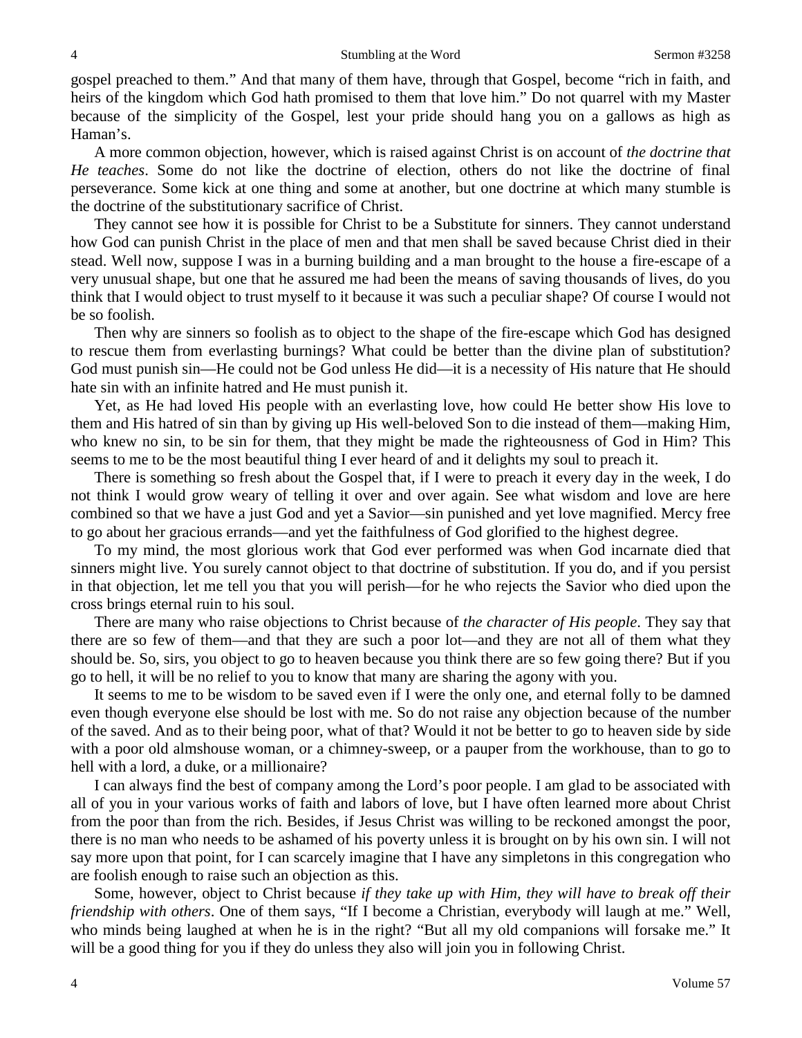gospel preached to them." And that many of them have, through that Gospel, become "rich in faith, and heirs of the kingdom which God hath promised to them that love him." Do not quarrel with my Master because of the simplicity of the Gospel, lest your pride should hang you on a gallows as high as Haman's.

A more common objection, however, which is raised against Christ is on account of *the doctrine that He teaches*. Some do not like the doctrine of election, others do not like the doctrine of final perseverance. Some kick at one thing and some at another, but one doctrine at which many stumble is the doctrine of the substitutionary sacrifice of Christ.

They cannot see how it is possible for Christ to be a Substitute for sinners. They cannot understand how God can punish Christ in the place of men and that men shall be saved because Christ died in their stead. Well now, suppose I was in a burning building and a man brought to the house a fire-escape of a very unusual shape, but one that he assured me had been the means of saving thousands of lives, do you think that I would object to trust myself to it because it was such a peculiar shape? Of course I would not be so foolish.

Then why are sinners so foolish as to object to the shape of the fire-escape which God has designed to rescue them from everlasting burnings? What could be better than the divine plan of substitution? God must punish sin—He could not be God unless He did—it is a necessity of His nature that He should hate sin with an infinite hatred and He must punish it.

Yet, as He had loved His people with an everlasting love, how could He better show His love to them and His hatred of sin than by giving up His well-beloved Son to die instead of them—making Him, who knew no sin, to be sin for them, that they might be made the righteousness of God in Him? This seems to me to be the most beautiful thing I ever heard of and it delights my soul to preach it.

There is something so fresh about the Gospel that, if I were to preach it every day in the week, I do not think I would grow weary of telling it over and over again. See what wisdom and love are here combined so that we have a just God and yet a Savior—sin punished and yet love magnified. Mercy free to go about her gracious errands—and yet the faithfulness of God glorified to the highest degree.

To my mind, the most glorious work that God ever performed was when God incarnate died that sinners might live. You surely cannot object to that doctrine of substitution. If you do, and if you persist in that objection, let me tell you that you will perish—for he who rejects the Savior who died upon the cross brings eternal ruin to his soul.

There are many who raise objections to Christ because of *the character of His people*. They say that there are so few of them—and that they are such a poor lot—and they are not all of them what they should be. So, sirs, you object to go to heaven because you think there are so few going there? But if you go to hell, it will be no relief to you to know that many are sharing the agony with you.

It seems to me to be wisdom to be saved even if I were the only one, and eternal folly to be damned even though everyone else should be lost with me. So do not raise any objection because of the number of the saved. And as to their being poor, what of that? Would it not be better to go to heaven side by side with a poor old almshouse woman, or a chimney-sweep, or a pauper from the workhouse, than to go to hell with a lord, a duke, or a millionaire?

I can always find the best of company among the Lord's poor people. I am glad to be associated with all of you in your various works of faith and labors of love, but I have often learned more about Christ from the poor than from the rich. Besides, if Jesus Christ was willing to be reckoned amongst the poor, there is no man who needs to be ashamed of his poverty unless it is brought on by his own sin. I will not say more upon that point, for I can scarcely imagine that I have any simpletons in this congregation who are foolish enough to raise such an objection as this.

Some, however, object to Christ because *if they take up with Him, they will have to break off their friendship with others*. One of them says, "If I become a Christian, everybody will laugh at me." Well, who minds being laughed at when he is in the right? "But all my old companions will forsake me." It will be a good thing for you if they do unless they also will join you in following Christ.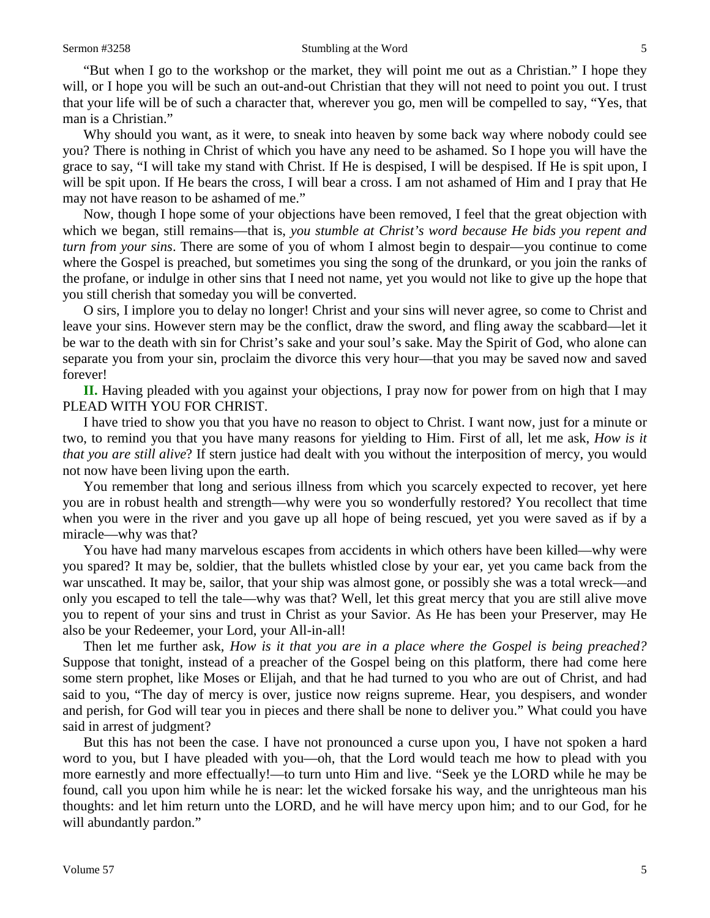"But when I go to the workshop or the market, they will point me out as a Christian." I hope they will, or I hope you will be such an out-and-out Christian that they will not need to point you out. I trust that your life will be of such a character that, wherever you go, men will be compelled to say, "Yes, that man is a Christian."

Why should you want, as it were, to sneak into heaven by some back way where nobody could see you? There is nothing in Christ of which you have any need to be ashamed. So I hope you will have the grace to say, "I will take my stand with Christ. If He is despised, I will be despised. If He is spit upon, I will be spit upon. If He bears the cross, I will bear a cross. I am not ashamed of Him and I pray that He may not have reason to be ashamed of me."

Now, though I hope some of your objections have been removed, I feel that the great objection with which we began, still remains—that is, *you stumble at Christ's word because He bids you repent and turn from your sins*. There are some of you of whom I almost begin to despair—you continue to come where the Gospel is preached, but sometimes you sing the song of the drunkard, or you join the ranks of the profane, or indulge in other sins that I need not name, yet you would not like to give up the hope that you still cherish that someday you will be converted.

O sirs, I implore you to delay no longer! Christ and your sins will never agree, so come to Christ and leave your sins. However stern may be the conflict, draw the sword, and fling away the scabbard—let it be war to the death with sin for Christ's sake and your soul's sake. May the Spirit of God, who alone can separate you from your sin, proclaim the divorce this very hour—that you may be saved now and saved forever!

**II.** Having pleaded with you against your objections, I pray now for power from on high that I may PLEAD WITH YOU FOR CHRIST.

I have tried to show you that you have no reason to object to Christ. I want now, just for a minute or two, to remind you that you have many reasons for yielding to Him. First of all, let me ask, *How is it that you are still alive*? If stern justice had dealt with you without the interposition of mercy, you would not now have been living upon the earth.

You remember that long and serious illness from which you scarcely expected to recover, yet here you are in robust health and strength—why were you so wonderfully restored? You recollect that time when you were in the river and you gave up all hope of being rescued, yet you were saved as if by a miracle—why was that?

You have had many marvelous escapes from accidents in which others have been killed—why were you spared? It may be, soldier, that the bullets whistled close by your ear, yet you came back from the war unscathed. It may be, sailor, that your ship was almost gone, or possibly she was a total wreck—and only you escaped to tell the tale—why was that? Well, let this great mercy that you are still alive move you to repent of your sins and trust in Christ as your Savior. As He has been your Preserver, may He also be your Redeemer, your Lord, your All-in-all!

Then let me further ask, *How is it that you are in a place where the Gospel is being preached?* Suppose that tonight, instead of a preacher of the Gospel being on this platform, there had come here some stern prophet, like Moses or Elijah, and that he had turned to you who are out of Christ, and had said to you, "The day of mercy is over, justice now reigns supreme. Hear, you despisers, and wonder and perish, for God will tear you in pieces and there shall be none to deliver you." What could you have said in arrest of judgment?

But this has not been the case. I have not pronounced a curse upon you, I have not spoken a hard word to you, but I have pleaded with you—oh, that the Lord would teach me how to plead with you more earnestly and more effectually!—to turn unto Him and live. "Seek ye the LORD while he may be found, call you upon him while he is near: let the wicked forsake his way, and the unrighteous man his thoughts: and let him return unto the LORD, and he will have mercy upon him; and to our God, for he will abundantly pardon."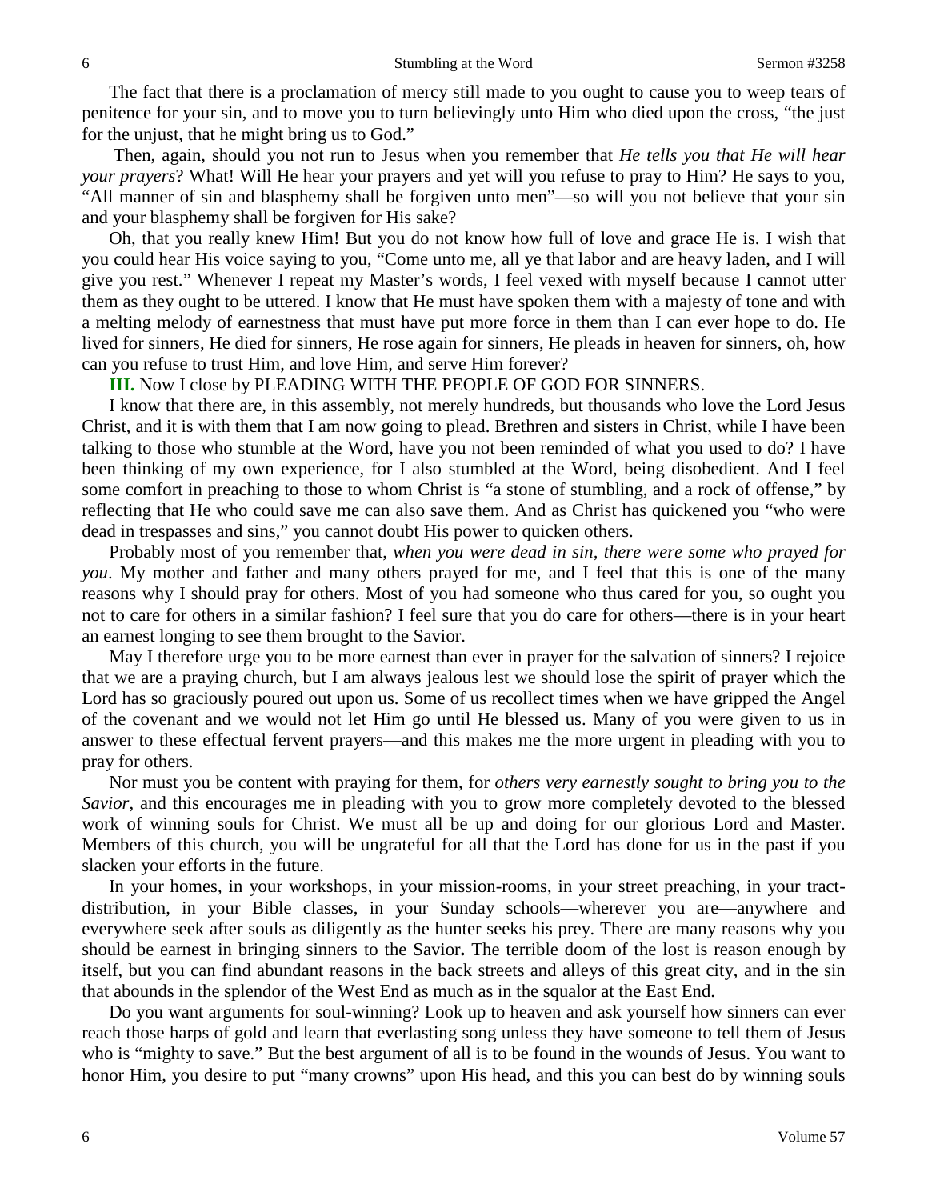The fact that there is a proclamation of mercy still made to you ought to cause you to weep tears of penitence for your sin, and to move you to turn believingly unto Him who died upon the cross, "the just for the unjust, that he might bring us to God."

Then, again, should you not run to Jesus when you remember that *He tells you that He will hear your prayers*? What! Will He hear your prayers and yet will you refuse to pray to Him? He says to you, "All manner of sin and blasphemy shall be forgiven unto men"—so will you not believe that your sin and your blasphemy shall be forgiven for His sake?

Oh, that you really knew Him! But you do not know how full of love and grace He is. I wish that you could hear His voice saying to you, "Come unto me, all ye that labor and are heavy laden, and I will give you rest." Whenever I repeat my Master's words, I feel vexed with myself because I cannot utter them as they ought to be uttered. I know that He must have spoken them with a majesty of tone and with a melting melody of earnestness that must have put more force in them than I can ever hope to do. He lived for sinners, He died for sinners, He rose again for sinners, He pleads in heaven for sinners, oh, how can you refuse to trust Him, and love Him, and serve Him forever?

**III.** Now I close by PLEADING WITH THE PEOPLE OF GOD FOR SINNERS.

I know that there are, in this assembly, not merely hundreds, but thousands who love the Lord Jesus Christ, and it is with them that I am now going to plead. Brethren and sisters in Christ, while I have been talking to those who stumble at the Word, have you not been reminded of what you used to do? I have been thinking of my own experience, for I also stumbled at the Word, being disobedient. And I feel some comfort in preaching to those to whom Christ is "a stone of stumbling, and a rock of offense," by reflecting that He who could save me can also save them. And as Christ has quickened you "who were dead in trespasses and sins," you cannot doubt His power to quicken others.

Probably most of you remember that, *when you were dead in sin, there were some who prayed for you*. My mother and father and many others prayed for me, and I feel that this is one of the many reasons why I should pray for others. Most of you had someone who thus cared for you, so ought you not to care for others in a similar fashion? I feel sure that you do care for others—there is in your heart an earnest longing to see them brought to the Savior.

May I therefore urge you to be more earnest than ever in prayer for the salvation of sinners? I rejoice that we are a praying church, but I am always jealous lest we should lose the spirit of prayer which the Lord has so graciously poured out upon us. Some of us recollect times when we have gripped the Angel of the covenant and we would not let Him go until He blessed us. Many of you were given to us in answer to these effectual fervent prayers—and this makes me the more urgent in pleading with you to pray for others.

Nor must you be content with praying for them, for *others very earnestly sought to bring you to the Savior*, and this encourages me in pleading with you to grow more completely devoted to the blessed work of winning souls for Christ. We must all be up and doing for our glorious Lord and Master. Members of this church, you will be ungrateful for all that the Lord has done for us in the past if you slacken your efforts in the future.

In your homes, in your workshops, in your mission-rooms, in your street preaching, in your tract-distribution, in your Bible classes, in your Sunday schools—wherever you are—anywhere and everywhere seek after souls as diligently as the hunter seeks his prey. There are many reasons why you should be earnest in bringing sinners to the Savior. The terrible doom of the lost is reason enough by itself, but you can find abundant reasons in the back streets and alleys of this great city, and in the sin that abounds in the splendor of the West End as much as in the squalor at the East End.

Do you want arguments for soul-winning? Look up to heaven and ask yourself how sinners can ever reach those harps of gold and learn that everlasting song unless they have someone to tell them of Jesus who is "mighty to save." But the best argument of all is to be found in the wounds of Jesus. You want to honor Him, you desire to put "many crowns" upon His head, and this you can best do by winning souls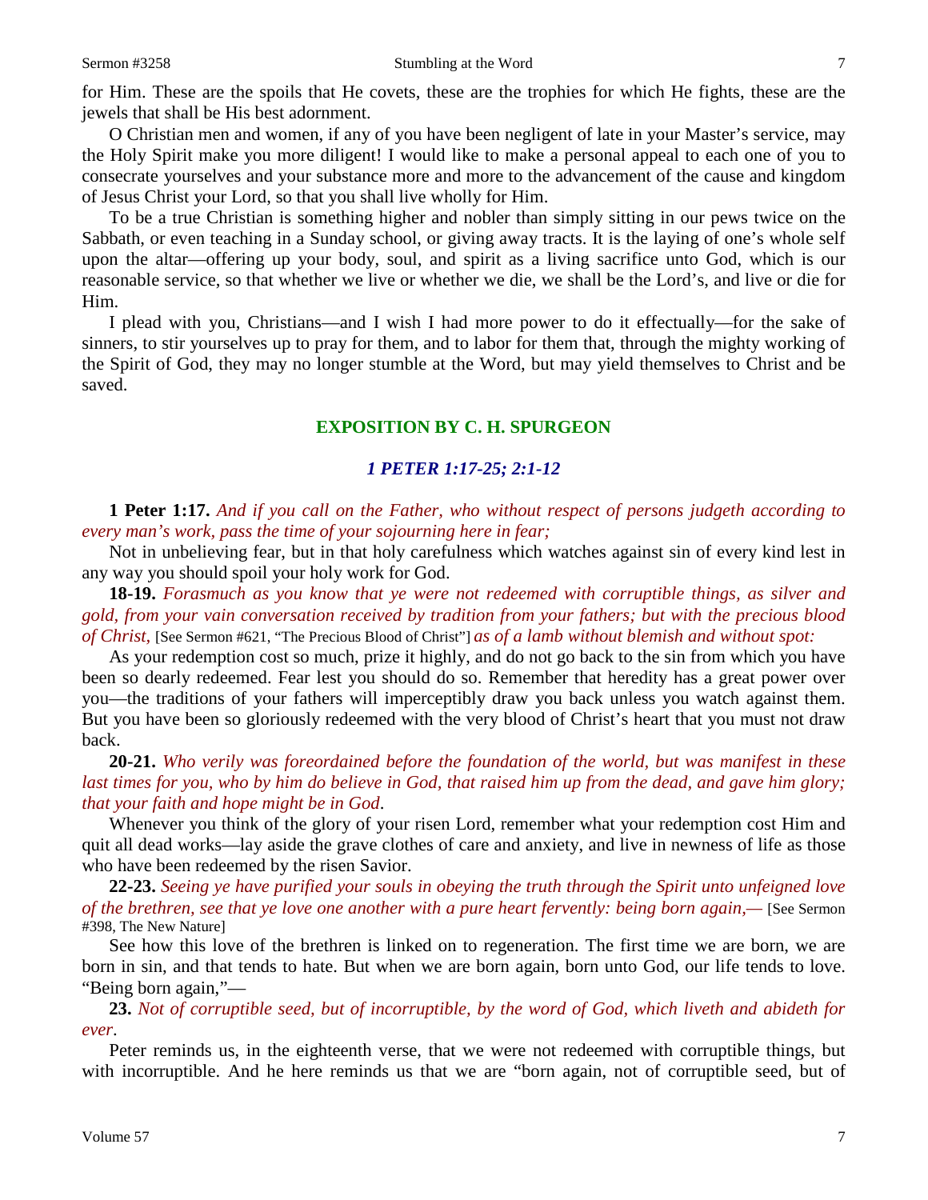for Him. These are the spoils that He covets, these are the trophies for which He fights, these are the jewels that shall be His best adornment.

O Christian men and women, if any of you have been negligent of late in your Master's service, may the Holy Spirit make you more diligent! I would like to make a personal appeal to each one of you to consecrate yourselves and your substance more and more to the advancement of the cause and kingdom of Jesus Christ your Lord, so that you shall live wholly for Him.

To be a true Christian is something higher and nobler than simply sitting in our pews twice on the Sabbath, or even teaching in a Sunday school, or giving away tracts. It is the laying of one's whole self upon the altar—offering up your body, soul, and spirit as a living sacrifice unto God, which is our reasonable service, so that whether we live or whether we die, we shall be the Lord's, and live or die for Him.

I plead with you, Christians—and I wish I had more power to do it effectually—for the sake of sinners, to stir yourselves up to pray for them, and to labor for them that, through the mighty working of the Spirit of God, they may no longer stumble at the Word, but may yield themselves to Christ and be saved.

## EXPOSITION BY C. H. SPURGEON

### *1 PETER 1:17-25; 2:1-12*

**1 Peter 1:17.** *And if you call on the Father, who without respect of persons judgeth according to every man's work, pass the time of your sojourning here in fear;*

Not in unbelieving fear, but in that holy carefulness which watches against sin of every kind lest in any way you should spoil your holy work for God.

**18-19.** *Forasmuch as you know that ye were not redeemed with corruptible things, as silver and gold, from your vain conversation received by tradition from your fathers; but with the precious blood of Christ,* [See Sermon #621, "The Precious Blood of Christ"] *as of a lamb without blemish and without spot:*

As your redemption cost so much, prize it highly, and do not go back to the sin from which you have been so dearly redeemed. Fear lest you should do so. Remember that heredity has a great power over you—the traditions of your fathers will imperceptibly draw you back unless you watch against them. But you have been so gloriously redeemed with the very blood of Christ's heart that you must not draw back.

**20-21.** *Who verily was foreordained before the foundation of the world, but was manifest in these last times for you, who by him do believe in God, that raised him up from the dead, and gave him glory; that your faith and hope might be in God.*

Whenever you think of the glory of your risen Lord, remember what your redemption cost Him and quit all dead works—lay aside the grave clothes of care and anxiety, and live in newness of life as those who have been redeemed by the risen Savior.

**22-23.** *Seeing ye have purified your souls in obeying the truth through the Spirit unto unfeigned love of the brethren, see that ye love one another with a pure heart fervently: being born again,—* [See Sermon #398, The New Nature]

See how this love of the brethren is linked on to regeneration. The first time we are born, we are born in sin, and that tends to hate. But when we are born again, born unto God, our life tends to love. "Being born again,"—

**23.** *Not of corruptible seed, but of incorruptible, by the word of God, which liveth and abideth for ever.*

Peter reminds us, in the eighteenth verse, that we were not redeemed with corruptible things, but with incorruptible. And he here reminds us that we are "born again, not of corruptible seed, but of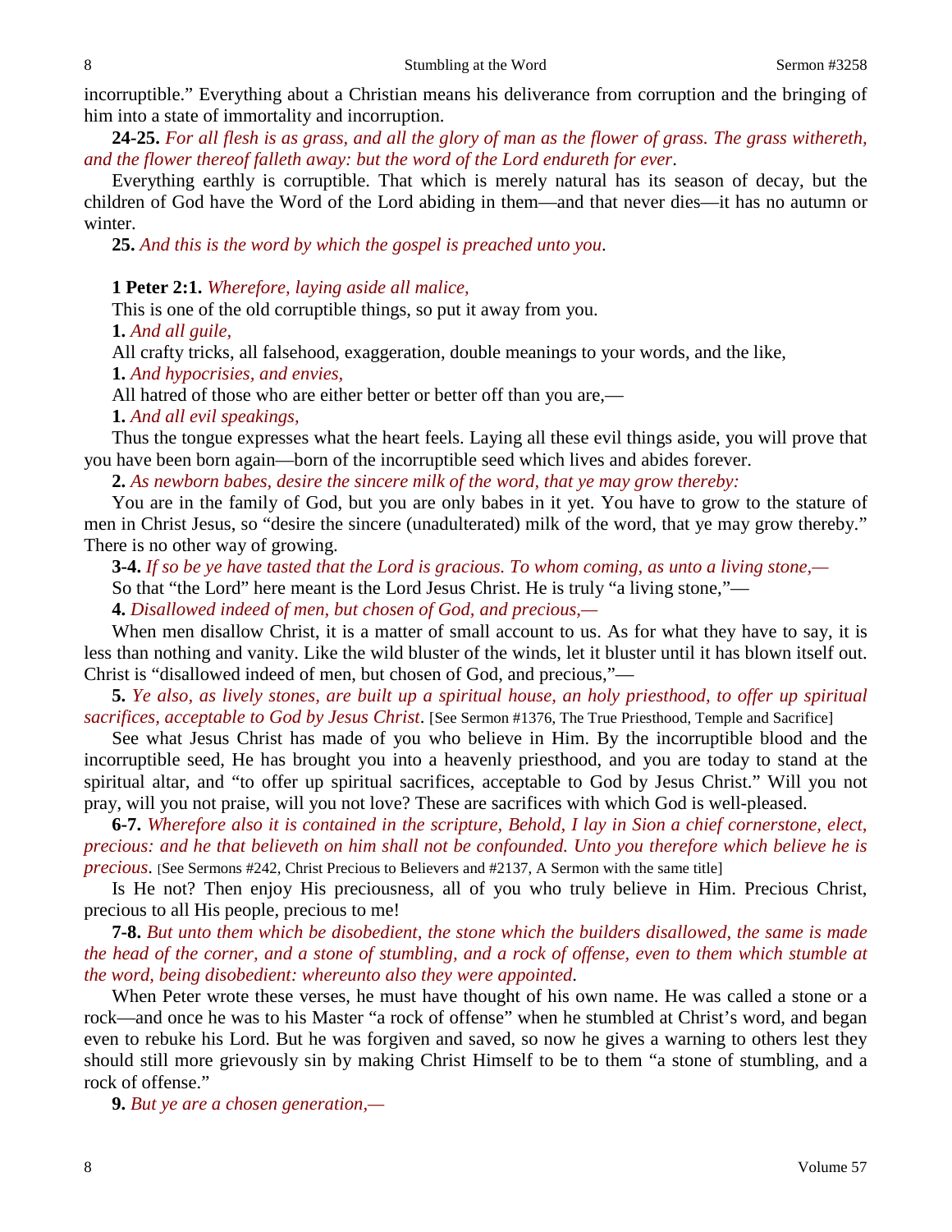incorruptible." Everything about a Christian means his deliverance from corruption and the bringing of him into a state of immortality and incorruption.

**24-25.** *For all flesh is as grass, and all the glory of man as the flower of grass. The grass withereth, and the flower thereof falleth away: but the word of the Lord endureth for ever*.

Everything earthly is corruptible. That which is merely natural has its season of decay, but the children of God have the Word of the Lord abiding in them—and that never dies—it has no autumn or winter.

**25.** *And this is the word by which the gospel is preached unto you*.

**1 Peter 2:1.** *Wherefore, laying aside all malice,*

This is one of the old corruptible things, so put it away from you.

**1.** *And all guile,*

All crafty tricks, all falsehood, exaggeration, double meanings to your words, and the like,

**1.** *And hypocrisies, and envies,*

All hatred of those who are either better or better off than you are,—

**1.** *And all evil speakings,*

Thus the tongue expresses what the heart feels. Laying all these evil things aside, you will prove that you have been born again—born of the incorruptible seed which lives and abides forever.

**2.** *As newborn babes, desire the sincere milk of the word, that ye may grow thereby:*

You are in the family of God, but you are only babes in it yet. You have to grow to the stature of men in Christ Jesus, so "desire the sincere (unadulterated) milk of the word, that ye may grow thereby." There is no other way of growing.

**3-4.** *If so be ye have tasted that the Lord is gracious. To whom coming, as unto a living stone,—*

So that "the Lord" here meant is the Lord Jesus Christ. He is truly "a living stone,"—

**4.** *Disallowed indeed of men, but chosen of God, and precious,—*

When men disallow Christ, it is a matter of small account to us. As for what they have to say, it is less than nothing and vanity. Like the wild bluster of the winds, let it bluster until it has blown itself out. Christ is "disallowed indeed of men, but chosen of God, and precious,"—

**5.** *Ye also, as lively stones, are built up a spiritual house, an holy priesthood, to offer up spiritual sacrifices, acceptable to God by Jesus Christ*. [See Sermon #1376, The True Priesthood, Temple and Sacrifice]

See what Jesus Christ has made of you who believe in Him. By the incorruptible blood and the incorruptible seed, He has brought you into a heavenly priesthood, and you are today to stand at the spiritual altar, and "to offer up spiritual sacrifices, acceptable to God by Jesus Christ." Will you not pray, will you not praise, will you not love? These are sacrifices with which God is well-pleased.

**6-7.** *Wherefore also it is contained in the scripture, Behold, I lay in Sion a chief cornerstone, elect, precious: and he that believeth on him shall not be confounded. Unto you therefore which believe he is precious*. [See Sermons #242, Christ Precious to Believers and #2137, A Sermon with the same title]

Is He not? Then enjoy His preciousness, all of you who truly believe in Him. Precious Christ, precious to all His people, precious to me!

**7-8.** *But unto them which be disobedient, the stone which the builders disallowed, the same is made the head of the corner, and a stone of stumbling, and a rock of offense, even to them which stumble at the word, being disobedient: whereunto also they were appointed*.

When Peter wrote these verses, he must have thought of his own name. He was called a stone or a rock—and once he was to his Master "a rock of offense" when he stumbled at Christ's word, and began even to rebuke his Lord. But he was forgiven and saved, so now he gives a warning to others lest they should still more grievously sin by making Christ Himself to be to them "a stone of stumbling, and a rock of offense."

**9.** *But ye are a chosen generation,—*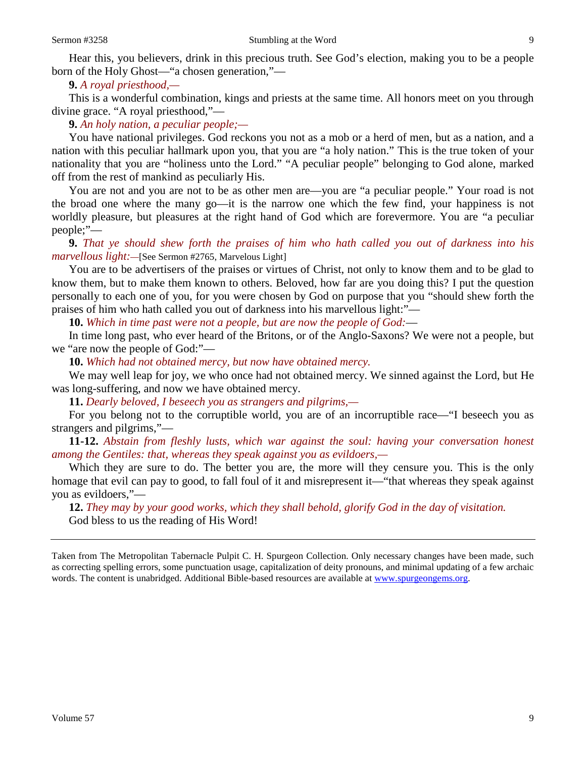Hear this, you believers, drink in this precious truth. See God's election, making you to be a people born of the Holy Ghost—"a chosen generation,"—

**9.** *A royal priesthood,—*

This is a wonderful combination, kings and priests at the same time. All honors meet on you through divine grace. "A royal priesthood,"—

**9.** *An holy nation, a peculiar people;—*

You have national privileges. God reckons you not as a mob or a herd of men, but as a nation, and a nation with this peculiar hallmark upon you, that you are "a holy nation." This is the true token of your nationality that you are "holiness unto the Lord." "A peculiar people" belonging to God alone, marked off from the rest of mankind as peculiarly His.

You are not and you are not to be as other men are—you are "a peculiar people." Your road is not the broad one where the many go—it is the narrow one which the few find, your happiness is not worldly pleasure, but pleasures at the right hand of God which are forevermore. You are "a peculiar people;"—

**9.** *That ye should shew forth the praises of him who hath called you out of darkness into his marvellous light:—*[See Sermon #2765, Marvelous Light]

You are to be advertisers of the praises or virtues of Christ, not only to know them and to be glad to know them, but to make them known to others. Beloved, how far are you doing this? I put the question personally to each one of you, for you were chosen by God on purpose that you "should shew forth the praises of him who hath called you out of darkness into his marvellous light:"—

**10.** *Which in time past were not a people, but are now the people of God:—*

In time long past, who ever heard of the Britons, or of the Anglo-Saxons? We were not a people, but we "are now the people of God:"—

**10.** *Which had not obtained mercy, but now have obtained mercy.*

We may well leap for joy, we who once had not obtained mercy. We sinned against the Lord, but He was long-suffering, and now we have obtained mercy.

**11.** *Dearly beloved, I beseech you as strangers and pilgrims,—*

For you belong not to the corruptible world, you are of an incorruptible race—"I beseech you as strangers and pilgrims,"—

**11-12.** *Abstain from fleshly lusts, which war against the soul: having your conversation honest among the Gentiles: that, whereas they speak against you as evildoers,—*

Which they are sure to do. The better you are, the more will they censure you. This is the only homage that evil can pay to good, to fall foul of it and misrepresent it—"that whereas they speak against you as evildoers,"—

**12.** *They may by your good works, which they shall behold, glorify God in the day of visitation.*

God bless to us the reading of His Word!

---

Taken from The Metropolitan Tabernacle Pulpit C. H. Spurgeon Collection. Only necessary changes have been made, such as correcting spelling errors, some punctuation usage, capitalization of deity pronouns, and minimal updating of a few archaic words. The content is unabridged. Additional Bible-based resources are available at www.spurgeongems.org.